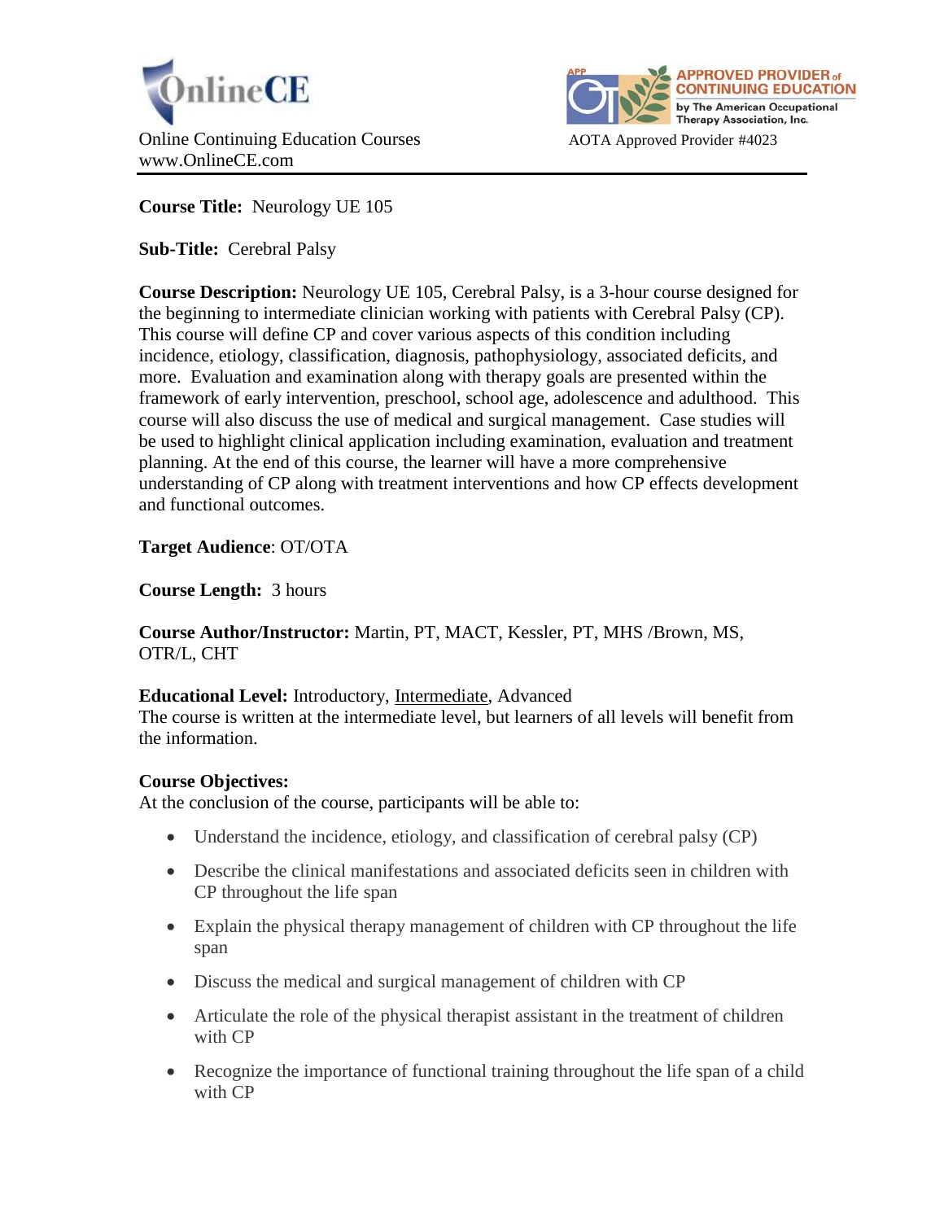OnlineCE

Online Continuing Education Courses
www.OnlineCE.com

AOTA Approved Provider #4023

**Course Title:** Neurology UE 105

**Sub-Title:** Cerebral Palsy

**Course Description:** Neurology UE 105, Cerebral Palsy, is a 3-hour course designed for the beginning to intermediate clinician working with patients with Cerebral Palsy (CP). This course will define CP and cover various aspects of this condition including incidence, etiology, classification, diagnosis, pathophysiology, associated deficits, and more. Evaluation and examination along with therapy goals are presented within the framework of early intervention, preschool, school age, adolescence and adulthood. This course will also discuss the use of medical and surgical management. Case studies will be used to highlight clinical application including examination, evaluation and treatment planning. At the end of this course, the learner will have a more comprehensive understanding of CP along with treatment interventions and how CP effects development and functional outcomes.

**Target Audience**: OT/OTA

**Course Length:** 3 hours

**Course Author/Instructor:** Martin, PT, MACT, Kessler, PT, MHS /Brown, MS, OTR/L, CHT

**Educational Level:** Introductory, <u>Intermediate</u>, Advanced
The course is written at the intermediate level, but learners of all levels will benefit from the information.

**Course Objectives:**
At the conclusion of the course, participants will be able to:

- Understand the incidence, etiology, and classification of cerebral palsy (CP)
- Describe the clinical manifestations and associated deficits seen in children with CP throughout the life span
- Explain the physical therapy management of children with CP throughout the life span
- Discuss the medical and surgical management of children with CP
- Articulate the role of the physical therapist assistant in the treatment of children with CP
- Recognize the importance of functional training throughout the life span of a child with CP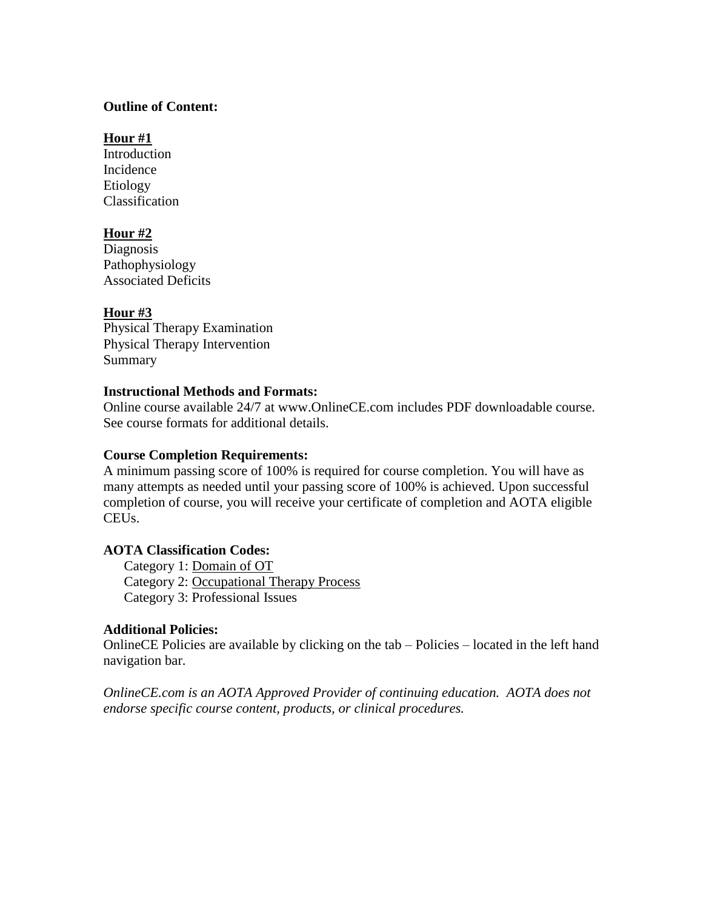**Outline of Content:**

**Hour #1**
Introduction
Incidence
Etiology
Classification

**Hour #2**
Diagnosis
Pathophysiology
Associated Deficits

**Hour #3**
Physical Therapy Examination
Physical Therapy Intervention
Summary

**Instructional Methods and Formats:**
Online course available 24/7 at www.OnlineCE.com includes PDF downloadable course. See course formats for additional details.

**Course Completion Requirements:**
A minimum passing score of 100% is required for course completion. You will have as many attempts as needed until your passing score of 100% is achieved. Upon successful completion of course, you will receive your certificate of completion and AOTA eligible CEUs.

**AOTA Classification Codes:**
Category 1: Domain of OT
Category 2: Occupational Therapy Process
Category 3: Professional Issues

**Additional Policies:**
OnlineCE Policies are available by clicking on the tab – Policies – located in the left hand navigation bar.

*OnlineCE.com is an AOTA Approved Provider of continuing education. AOTA does not endorse specific course content, products, or clinical procedures.*